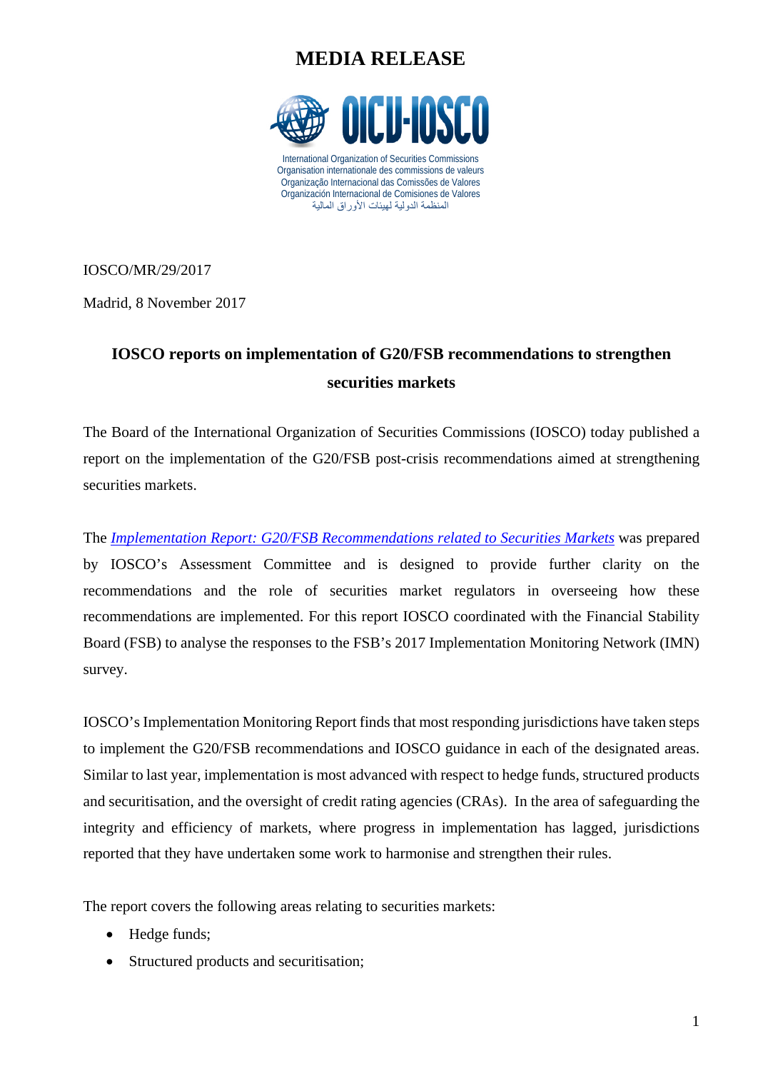# MEDIA RELEASE

OICU-IOSCO

International Organization of Securities Commissions
Organisation internationale des commissions de valeurs
Organização Internacional das Comissões de Valores
Organización Internacional de Comisiones de Valores
المنظمة الدولية لهيئات الأوراق المالية

IOSCO/MR/29/2017

Madrid, 8 November 2017

## IOSCO reports on implementation of G20/FSB recommendations to strengthen securities markets

The Board of the International Organization of Securities Commissions (IOSCO) today published a report on the implementation of the G20/FSB post-crisis recommendations aimed at strengthening securities markets.

The *Implementation Report: G20/FSB Recommendations related to Securities Markets* was prepared by IOSCO's Assessment Committee and is designed to provide further clarity on the recommendations and the role of securities market regulators in overseeing how these recommendations are implemented. For this report IOSCO coordinated with the Financial Stability Board (FSB) to analyse the responses to the FSB's 2017 Implementation Monitoring Network (IMN) survey.

IOSCO's Implementation Monitoring Report finds that most responding jurisdictions have taken steps to implement the G20/FSB recommendations and IOSCO guidance in each of the designated areas. Similar to last year, implementation is most advanced with respect to hedge funds, structured products and securitisation, and the oversight of credit rating agencies (CRAs). In the area of safeguarding the integrity and efficiency of markets, where progress in implementation has lagged, jurisdictions reported that they have undertaken some work to harmonise and strengthen their rules.

The report covers the following areas relating to securities markets:

- Hedge funds;
- Structured products and securitisation;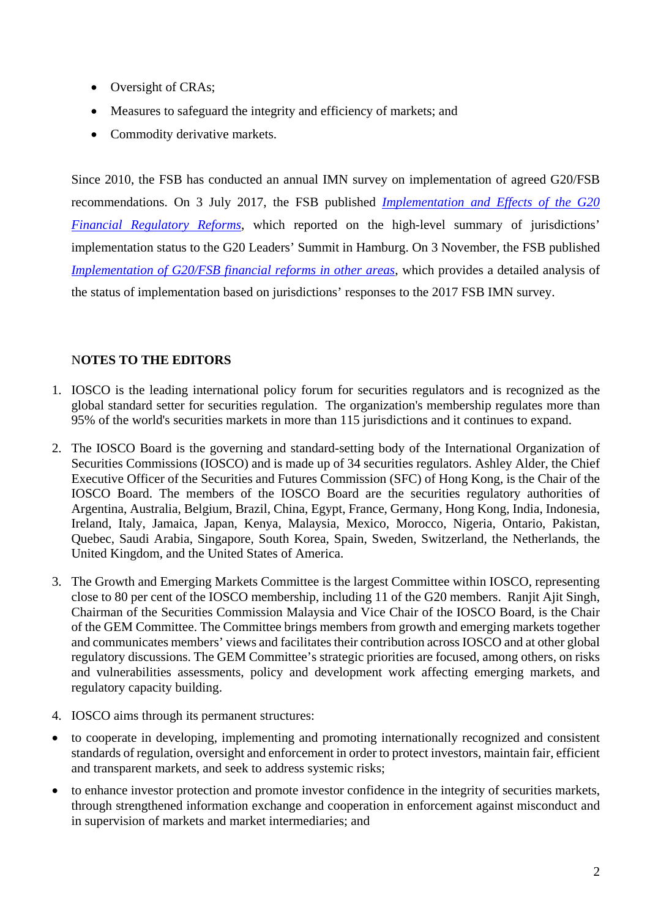- Oversight of CRAs;
- Measures to safeguard the integrity and efficiency of markets; and
- Commodity derivative markets.

Since 2010, the FSB has conducted an annual IMN survey on implementation of agreed G20/FSB recommendations. On 3 July 2017, the FSB published *Implementation and Effects of the G20 Financial Regulatory Reforms*, which reported on the high-level summary of jurisdictions' implementation status to the G20 Leaders' Summit in Hamburg. On 3 November, the FSB published *Implementation of G20/FSB financial reforms in other areas*, which provides a detailed analysis of the status of implementation based on jurisdictions' responses to the 2017 FSB IMN survey.

## NOTES TO THE EDITORS

1. IOSCO is the leading international policy forum for securities regulators and is recognized as the global standard setter for securities regulation. The organization's membership regulates more than 95% of the world's securities markets in more than 115 jurisdictions and it continues to expand.

2. The IOSCO Board is the governing and standard-setting body of the International Organization of Securities Commissions (IOSCO) and is made up of 34 securities regulators. Ashley Alder, the Chief Executive Officer of the Securities and Futures Commission (SFC) of Hong Kong, is the Chair of the IOSCO Board. The members of the IOSCO Board are the securities regulatory authorities of Argentina, Australia, Belgium, Brazil, China, Egypt, France, Germany, Hong Kong, India, Indonesia, Ireland, Italy, Jamaica, Japan, Kenya, Malaysia, Mexico, Morocco, Nigeria, Ontario, Pakistan, Quebec, Saudi Arabia, Singapore, South Korea, Spain, Sweden, Switzerland, the Netherlands, the United Kingdom, and the United States of America.

3. The Growth and Emerging Markets Committee is the largest Committee within IOSCO, representing close to 80 per cent of the IOSCO membership, including 11 of the G20 members. Ranjit Ajit Singh, Chairman of the Securities Commission Malaysia and Vice Chair of the IOSCO Board, is the Chair of the GEM Committee. The Committee brings members from growth and emerging markets together and communicates members' views and facilitates their contribution across IOSCO and at other global regulatory discussions. The GEM Committee's strategic priorities are focused, among others, on risks and vulnerabilities assessments, policy and development work affecting emerging markets, and regulatory capacity building.

4. IOSCO aims through its permanent structures:

- to cooperate in developing, implementing and promoting internationally recognized and consistent standards of regulation, oversight and enforcement in order to protect investors, maintain fair, efficient and transparent markets, and seek to address systemic risks;
- to enhance investor protection and promote investor confidence in the integrity of securities markets, through strengthened information exchange and cooperation in enforcement against misconduct and in supervision of markets and market intermediaries; and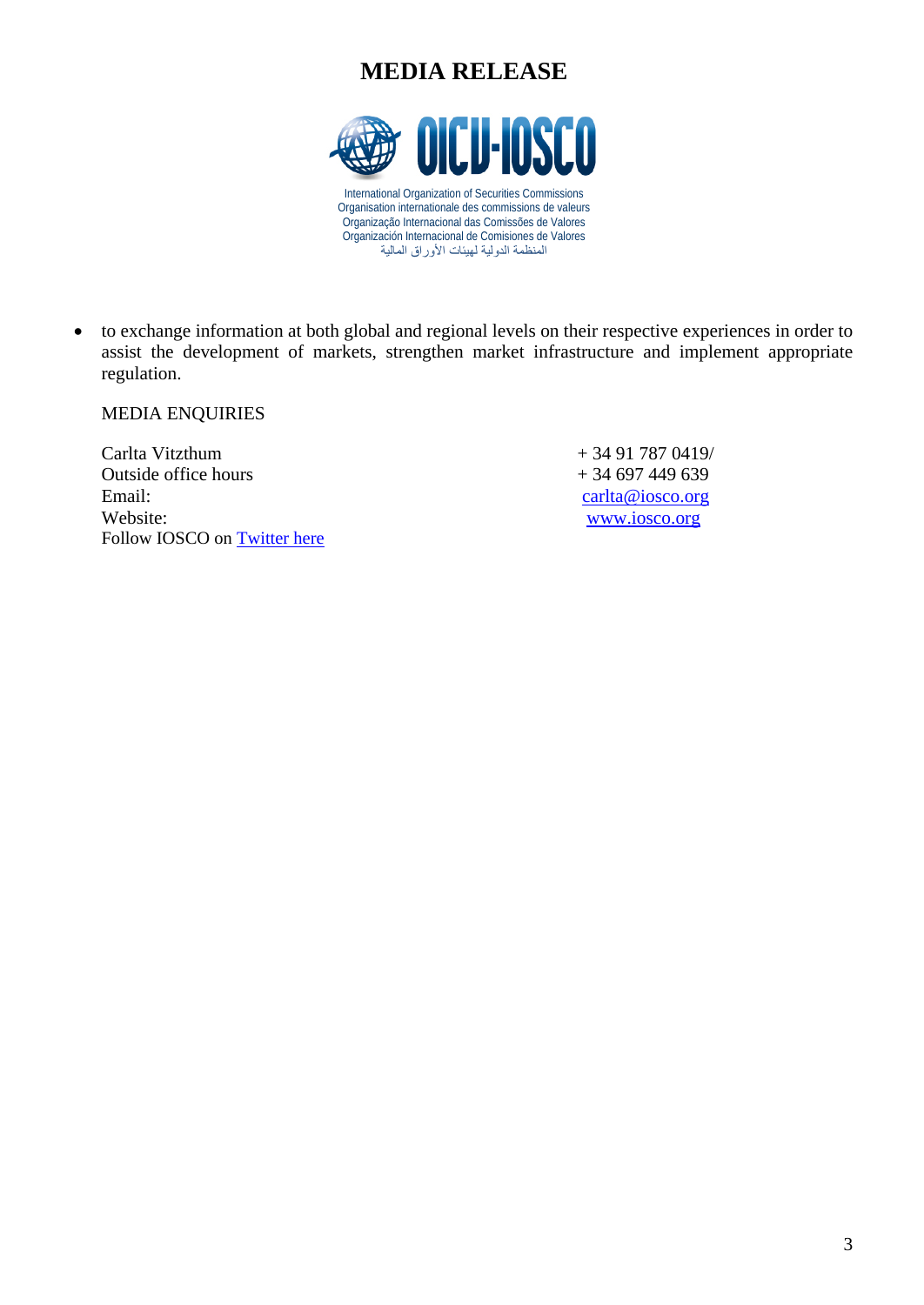# MEDIA RELEASE

International Organization of Securities Commissions
Organisation internationale des commissions de valeurs
Organização Internacional das Comissões de Valores
Organización Internacional de Comisiones de Valores
المنظمة الدولية لهيئات الأوراق المالية

- to exchange information at both global and regional levels on their respective experiences in order to assist the development of markets, strengthen market infrastructure and implement appropriate regulation.

MEDIA ENQUIRIES

| | |
|---|---|
| Carlta Vitzthum | + 34 91 787 0419/ |
| Outside office hours | + 34 697 449 639 |
| Email: | carlta@iosco.org |
| Website: | www.iosco.org |
| Follow IOSCO on Twitter here | |